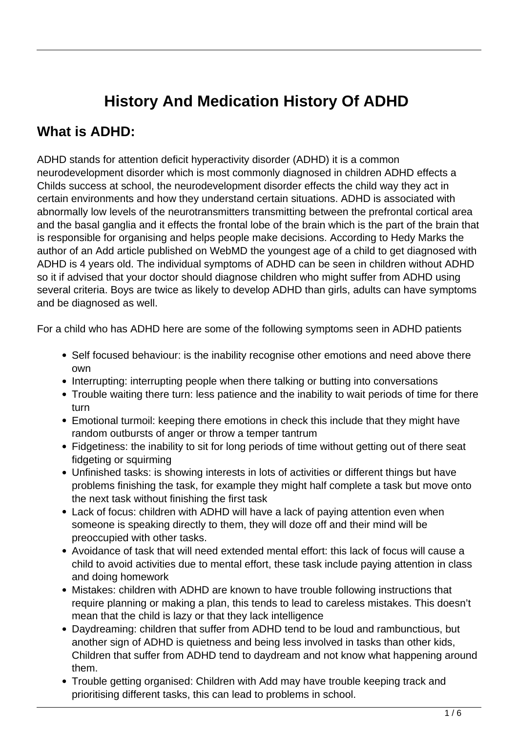# History And Medication History Of ADHD

## What is ADHD:

ADHD stands for attention deficit hyperactivity disorder (ADHD) it is a common neurodevelopment disorder which is most commonly diagnosed in children ADHD effects a Childs success at school, the neurodevelopment disorder effects the child way they act in certain environments and how they understand certain situations. ADHD is associated with abnormally low levels of the neurotransmitters transmitting between the prefrontal cortical area and the basal ganglia and it effects the frontal lobe of the brain which is the part of the brain that is responsible for organising and helps people make decisions. According to Hedy Marks the author of an Add article published on WebMD the youngest age of a child to get diagnosed with ADHD is 4 years old. The individual symptoms of ADHD can be seen in children without ADHD so it if advised that your doctor should diagnose children who might suffer from ADHD using several criteria. Boys are twice as likely to develop ADHD than girls, adults can have symptoms and be diagnosed as well.

For a child who has ADHD here are some of the following symptoms seen in ADHD patients

- Self focused behaviour: is the inability recognise other emotions and need above there own
- Interrupting: interrupting people when there talking or butting into conversations
- Trouble waiting there turn: less patience and the inability to wait periods of time for there turn
- Emotional turmoil: keeping there emotions in check this include that they might have random outbursts of anger or throw a temper tantrum
- Fidgetiness: the inability to sit for long periods of time without getting out of there seat fidgeting or squirming
- Unfinished tasks: is showing interests in lots of activities or different things but have problems finishing the task, for example they might half complete a task but move onto the next task without finishing the first task
- Lack of focus: children with ADHD will have a lack of paying attention even when someone is speaking directly to them, they will doze off and their mind will be preoccupied with other tasks.
- Avoidance of task that will need extended mental effort: this lack of focus will cause a child to avoid activities due to mental effort, these task include paying attention in class and doing homework
- Mistakes: children with ADHD are known to have trouble following instructions that require planning or making a plan, this tends to lead to careless mistakes. This doesn't mean that the child is lazy or that they lack intelligence
- Daydreaming: children that suffer from ADHD tend to be loud and rambunctious, but another sign of ADHD is quietness and being less involved in tasks than other kids, Children that suffer from ADHD tend to daydream and not know what happening around them.
- Trouble getting organised: Children with Add may have trouble keeping track and prioritising different tasks, this can lead to problems in school.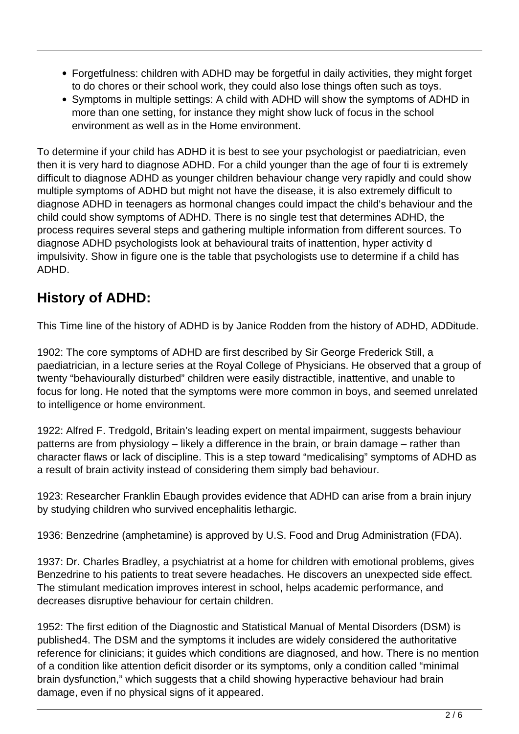- Forgetfulness: children with ADHD may be forgetful in daily activities, they might forget to do chores or their school work, they could also lose things often such as toys.
- Symptoms in multiple settings: A child with ADHD will show the symptoms of ADHD in more than one setting, for instance they might show luck of focus in the school environment as well as in the Home environment.

To determine if your child has ADHD it is best to see your psychologist or paediatrician, even then it is very hard to diagnose ADHD. For a child younger than the age of four ti is extremely difficult to diagnose ADHD as younger children behaviour change very rapidly and could show multiple symptoms of ADHD but might not have the disease, it is also extremely difficult to diagnose ADHD in teenagers as hormonal changes could impact the child's behaviour and the child could show symptoms of ADHD. There is no single test that determines ADHD, the process requires several steps and gathering multiple information from different sources. To diagnose ADHD psychologists look at behavioural traits of inattention, hyper activity d impulsivity. Show in figure one is the table that psychologists use to determine if a child has ADHD.

## History of ADHD:

This Time line of the history of ADHD is by Janice Rodden from the history of ADHD, ADDitude.

1902: The core symptoms of ADHD are first described by Sir George Frederick Still, a paediatrician, in a lecture series at the Royal College of Physicians. He observed that a group of twenty "behaviourally disturbed" children were easily distractible, inattentive, and unable to focus for long. He noted that the symptoms were more common in boys, and seemed unrelated to intelligence or home environment.

1922: Alfred F. Tredgold, Britain's leading expert on mental impairment, suggests behaviour patterns are from physiology – likely a difference in the brain, or brain damage – rather than character flaws or lack of discipline. This is a step toward "medicalising" symptoms of ADHD as a result of brain activity instead of considering them simply bad behaviour.

1923: Researcher Franklin Ebaugh provides evidence that ADHD can arise from a brain injury by studying children who survived encephalitis lethargic.

1936: Benzedrine (amphetamine) is approved by U.S. Food and Drug Administration (FDA).

1937: Dr. Charles Bradley, a psychiatrist at a home for children with emotional problems, gives Benzedrine to his patients to treat severe headaches. He discovers an unexpected side effect. The stimulant medication improves interest in school, helps academic performance, and decreases disruptive behaviour for certain children.

1952: The first edition of the Diagnostic and Statistical Manual of Mental Disorders (DSM) is published4. The DSM and the symptoms it includes are widely considered the authoritative reference for clinicians; it guides which conditions are diagnosed, and how. There is no mention of a condition like attention deficit disorder or its symptoms, only a condition called "minimal brain dysfunction," which suggests that a child showing hyperactive behaviour had brain damage, even if no physical signs of it appeared.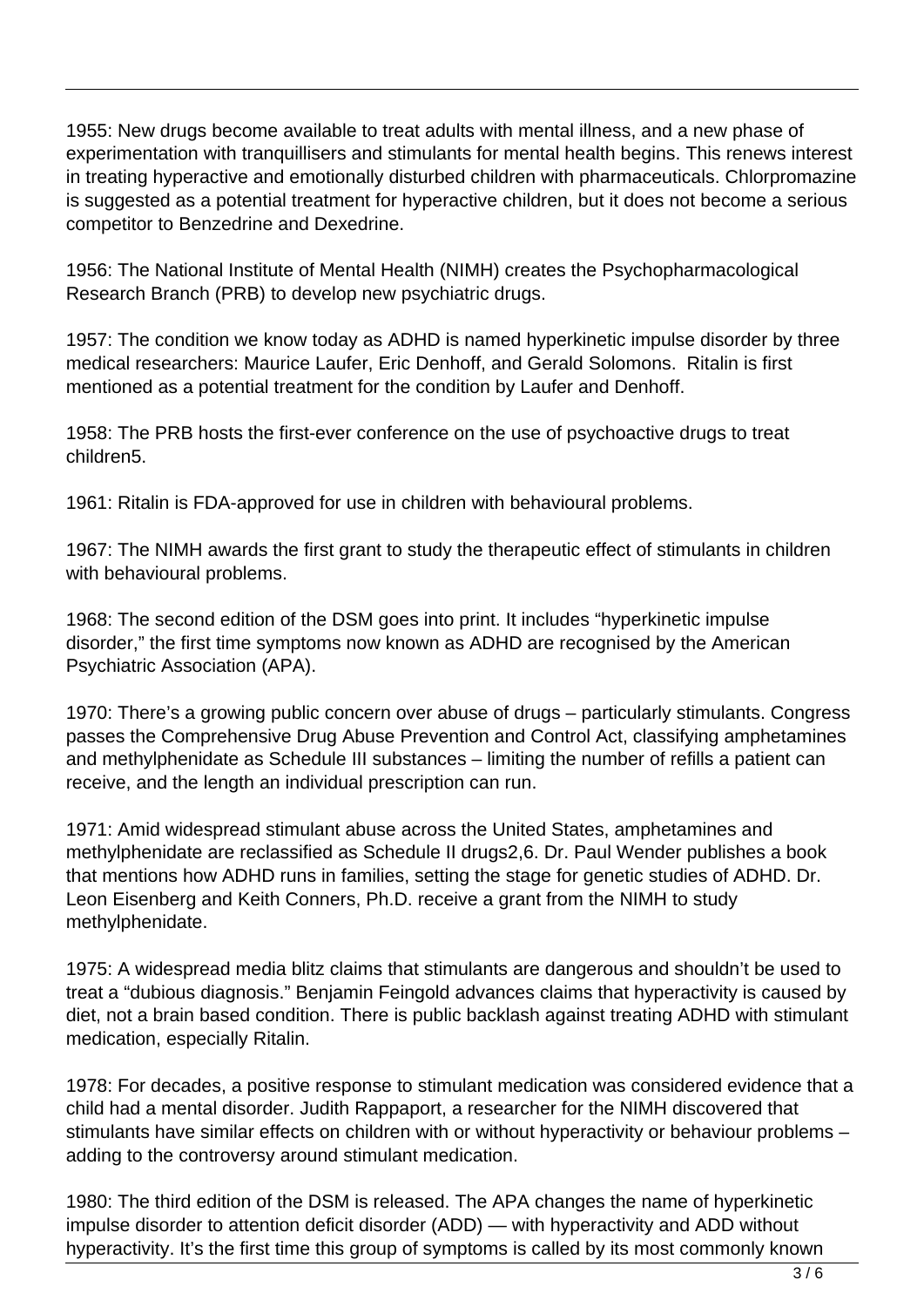1955: New drugs become available to treat adults with mental illness, and a new phase of experimentation with tranquillisers and stimulants for mental health begins. This renews interest in treating hyperactive and emotionally disturbed children with pharmaceuticals. Chlorpromazine is suggested as a potential treatment for hyperactive children, but it does not become a serious competitor to Benzedrine and Dexedrine.

1956: The National Institute of Mental Health (NIMH) creates the Psychopharmacological Research Branch (PRB) to develop new psychiatric drugs.

1957: The condition we know today as ADHD is named hyperkinetic impulse disorder by three medical researchers: Maurice Laufer, Eric Denhoff, and Gerald Solomons. Ritalin is first mentioned as a potential treatment for the condition by Laufer and Denhoff.

1958: The PRB hosts the first-ever conference on the use of psychoactive drugs to treat children[5].

1961: Ritalin is FDA-approved for use in children with behavioural problems.

1967: The NIMH awards the first grant to study the therapeutic effect of stimulants in children with behavioural problems.

1968: The second edition of the DSM goes into print. It includes "hyperkinetic impulse disorder," the first time symptoms now known as ADHD are recognised by the American Psychiatric Association (APA).

1970: There's a growing public concern over abuse of drugs – particularly stimulants. Congress passes the Comprehensive Drug Abuse Prevention and Control Act, classifying amphetamines and methylphenidate as Schedule III substances – limiting the number of refills a patient can receive, and the length an individual prescription can run.

1971: Amid widespread stimulant abuse across the United States, amphetamines and methylphenidate are reclassified as Schedule II drugs[2,6]. Dr. Paul Wender publishes a book that mentions how ADHD runs in families, setting the stage for genetic studies of ADHD. Dr. Leon Eisenberg and Keith Conners, Ph.D. receive a grant from the NIMH to study methylphenidate.

1975: A widespread media blitz claims that stimulants are dangerous and shouldn't be used to treat a "dubious diagnosis." Benjamin Feingold advances claims that hyperactivity is caused by diet, not a brain based condition. There is public backlash against treating ADHD with stimulant medication, especially Ritalin.

1978: For decades, a positive response to stimulant medication was considered evidence that a child had a mental disorder. Judith Rappaport, a researcher for the NIMH discovered that stimulants have similar effects on children with or without hyperactivity or behaviour problems – adding to the controversy around stimulant medication.

1980: The third edition of the DSM is released. The APA changes the name of hyperkinetic impulse disorder to attention deficit disorder (ADD) — with hyperactivity and ADD without hyperactivity. It's the first time this group of symptoms is called by its most commonly known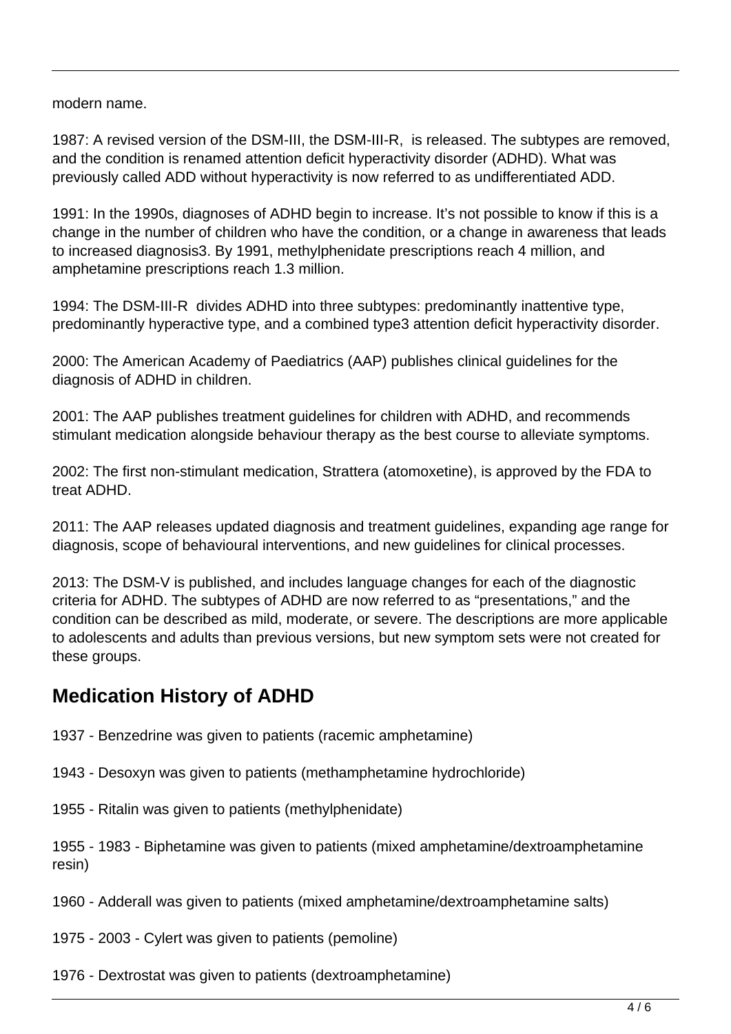modern name.

1987: A revised version of the DSM-III, the DSM-III-R,  is released. The subtypes are removed, and the condition is renamed attention deficit hyperactivity disorder (ADHD). What was previously called ADD without hyperactivity is now referred to as undifferentiated ADD.

1991: In the 1990s, diagnoses of ADHD begin to increase. It's not possible to know if this is a change in the number of children who have the condition, or a change in awareness that leads to increased diagnosis3. By 1991, methylphenidate prescriptions reach 4 million, and amphetamine prescriptions reach 1.3 million.

1994: The DSM-III-R  divides ADHD into three subtypes: predominantly inattentive type, predominantly hyperactive type, and a combined type3 attention deficit hyperactivity disorder.

2000: The American Academy of Paediatrics (AAP) publishes clinical guidelines for the diagnosis of ADHD in children.

2001: The AAP publishes treatment guidelines for children with ADHD, and recommends stimulant medication alongside behaviour therapy as the best course to alleviate symptoms.

2002: The first non-stimulant medication, Strattera (atomoxetine), is approved by the FDA to treat ADHD.

2011: The AAP releases updated diagnosis and treatment guidelines, expanding age range for diagnosis, scope of behavioural interventions, and new guidelines for clinical processes.

2013: The DSM-V is published, and includes language changes for each of the diagnostic criteria for ADHD. The subtypes of ADHD are now referred to as "presentations," and the condition can be described as mild, moderate, or severe. The descriptions are more applicable to adolescents and adults than previous versions, but new symptom sets were not created for these groups.

## Medication History of ADHD

1937 - Benzedrine was given to patients (racemic amphetamine)

1943 - Desoxyn was given to patients (methamphetamine hydrochloride)

1955 - Ritalin was given to patients (methylphenidate)

1955 - 1983 - Biphetamine was given to patients (mixed amphetamine/dextroamphetamine resin)

1960 - Adderall was given to patients (mixed amphetamine/dextroamphetamine salts)

1975 - 2003 - Cylert was given to patients (pemoline)

1976 - Dextrostat was given to patients (dextroamphetamine)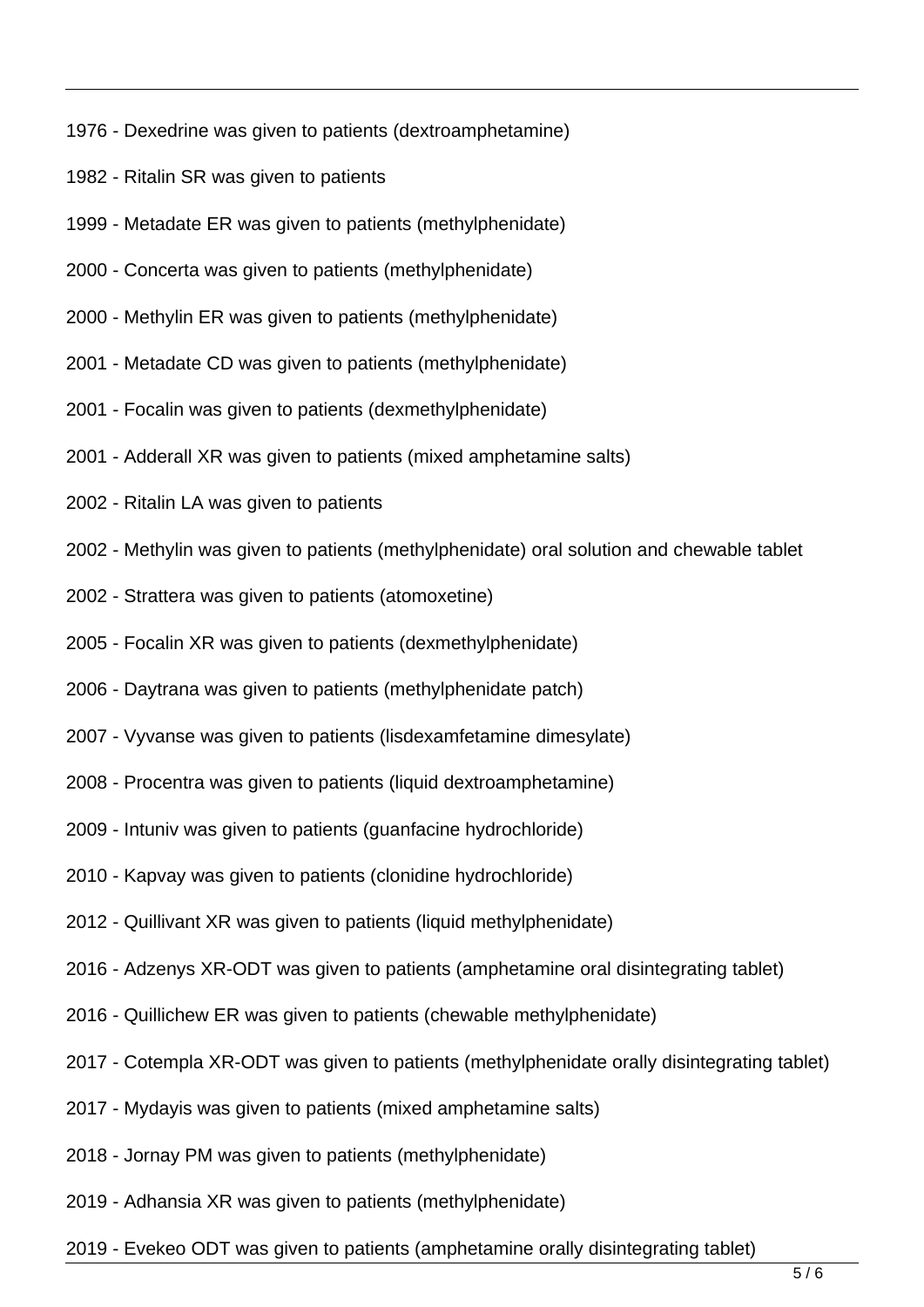1976 - Dexedrine was given to patients (dextroamphetamine)

1982 - Ritalin SR was given to patients

1999 - Metadate ER was given to patients (methylphenidate)

2000 - Concerta was given to patients (methylphenidate)

2000 - Methylin ER was given to patients (methylphenidate)

2001 - Metadate CD was given to patients (methylphenidate)

2001 - Focalin was given to patients (dexmethylphenidate)

2001 - Adderall XR was given to patients (mixed amphetamine salts)

2002 - Ritalin LA was given to patients

2002 - Methylin was given to patients (methylphenidate) oral solution and chewable tablet

2002 - Strattera was given to patients (atomoxetine)

2005 - Focalin XR was given to patients (dexmethylphenidate)

2006 - Daytrana was given to patients (methylphenidate patch)

2007 - Vyvanse was given to patients (lisdexamfetamine dimesylate)

2008 - Procentra was given to patients (liquid dextroamphetamine)

2009 - Intuniv was given to patients (guanfacine hydrochloride)

2010 - Kapvay was given to patients (clonidine hydrochloride)

2012 - Quillivant XR was given to patients (liquid methylphenidate)

2016 - Adzenys XR-ODT was given to patients (amphetamine oral disintegrating tablet)

2016 - Quillichew ER was given to patients (chewable methylphenidate)

2017 - Cotempla XR-ODT was given to patients (methylphenidate orally disintegrating tablet)

2017 - Mydayis was given to patients (mixed amphetamine salts)

2018 - Jornay PM was given to patients (methylphenidate)

2019 - Adhansia XR was given to patients (methylphenidate)

2019 - Evekeo ODT was given to patients (amphetamine orally disintegrating tablet)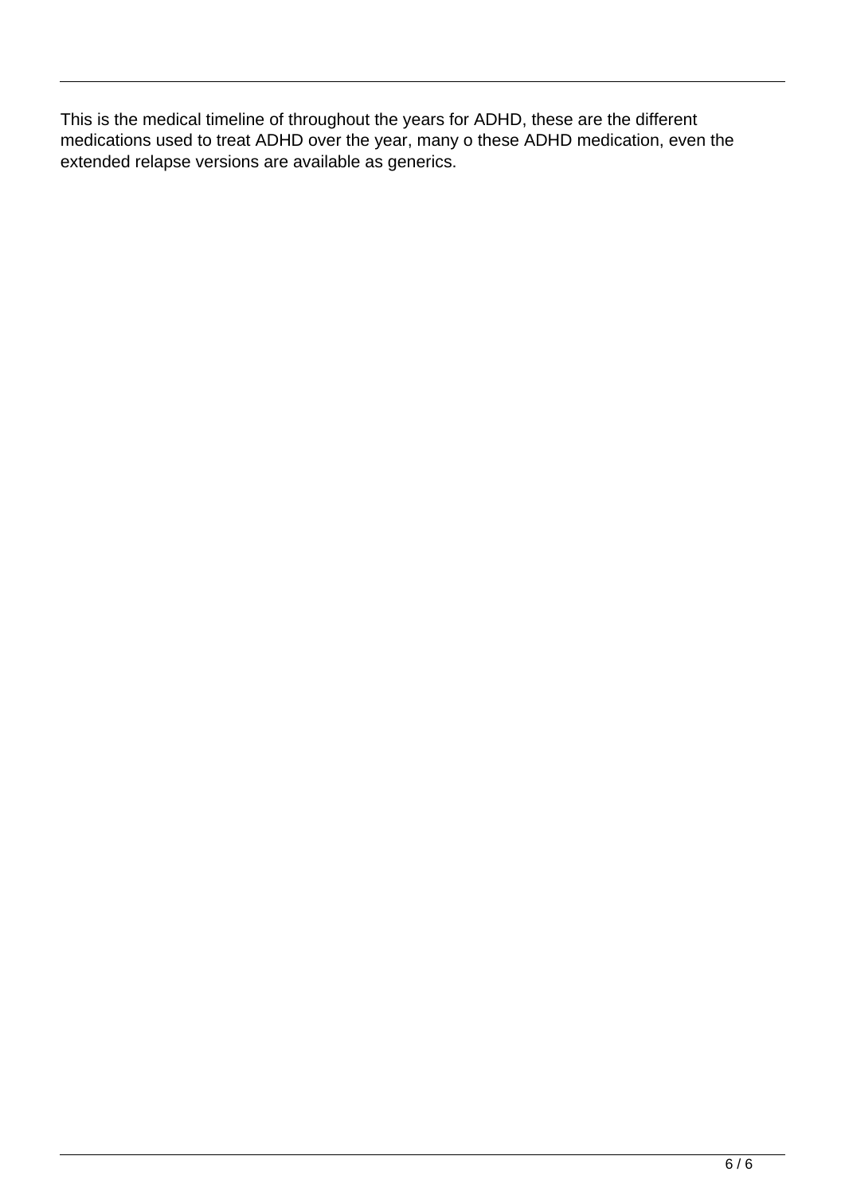This is the medical timeline of throughout the years for ADHD, these are the different medications used to treat ADHD over the year, many o these ADHD medication, even the extended relapse versions are available as generics.